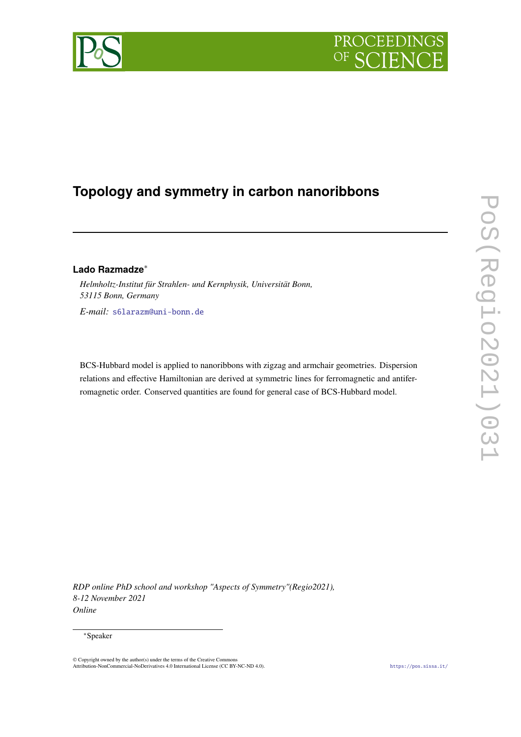# Topology and symmetry in carbon nanoribbons

**Lado Razmadze**[*]

*Helmholtz-Institut für Strahlen- und Kernphysik, Universität Bonn, 53115 Bonn, Germany*

*E-mail:* s6larazm@uni-bonn.de

BCS-Hubbard model is applied to nanoribbons with zigzag and armchair geometries. Dispersion relations and effective Hamiltonian are derived at symmetric lines for ferromagnetic and antiferromagnetic order. Conserved quantities are found for general case of BCS-Hubbard model.

*RDP online PhD school and workshop "Aspects of Symmetry"(Regio2021), 8-12 November 2021 Online*

[*]Speaker

© Copyright owned by the author(s) under the terms of the Creative Commons Attribution-NonCommercial-NoDerivatives 4.0 International License (CC BY-NC-ND 4.0).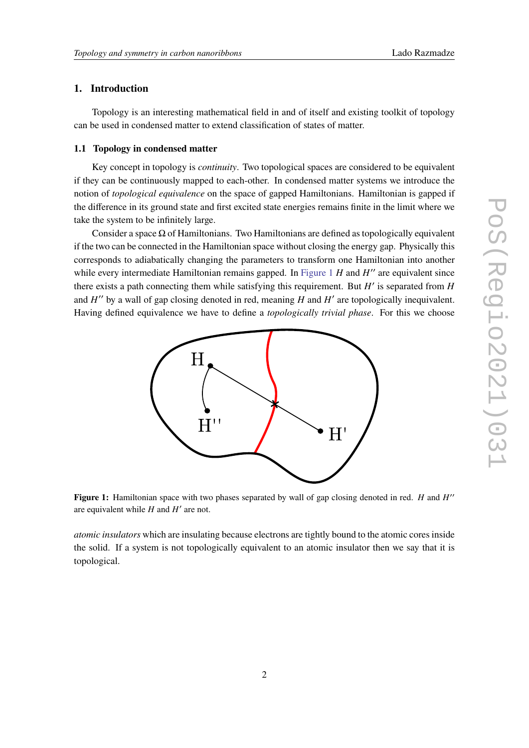## 1. Introduction

Topology is an interesting mathematical field in and of itself and existing toolkit of topology can be used in condensed matter to extend classification of states of matter.

### 1.1 Topology in condensed matter

Key concept in topology is *continuity*. Two topological spaces are considered to be equivalent if they can be continuously mapped to each-other. In condensed matter systems we introduce the notion of *topological equivalence* on the space of gapped Hamiltonians. Hamiltonian is gapped if the difference in its ground state and first excited state energies remains finite in the limit where we take the system to be infinitely large.

Consider a space $\Omega$ of Hamiltonians. Two Hamiltonians are defined as topologically equivalent if the two can be connected in the Hamiltonian space without closing the energy gap. Physically this corresponds to adiabatically changing the parameters to transform one Hamiltonian into another while every intermediate Hamiltonian remains gapped. In Figure 1 $H$ and $H''$ are equivalent since there exists a path connecting them while satisfying this requirement. But $H'$ is separated from $H$ and $H''$ by a wall of gap closing denoted in red, meaning $H$ and $H'$ are topologically inequivalent. Having defined equivalence we have to define a *topologically trivial phase*. For this we choose *atomic insulators* which are insulating because electrons are tightly bound to the atomic cores inside the solid. If a system is not topologically equivalent to an atomic insulator then we say that it is topological.

**Figure 1:** Hamiltonian space with two phases separated by wall of gap closing denoted in red. $H$ and $H''$ are equivalent while $H$ and $H'$ are not.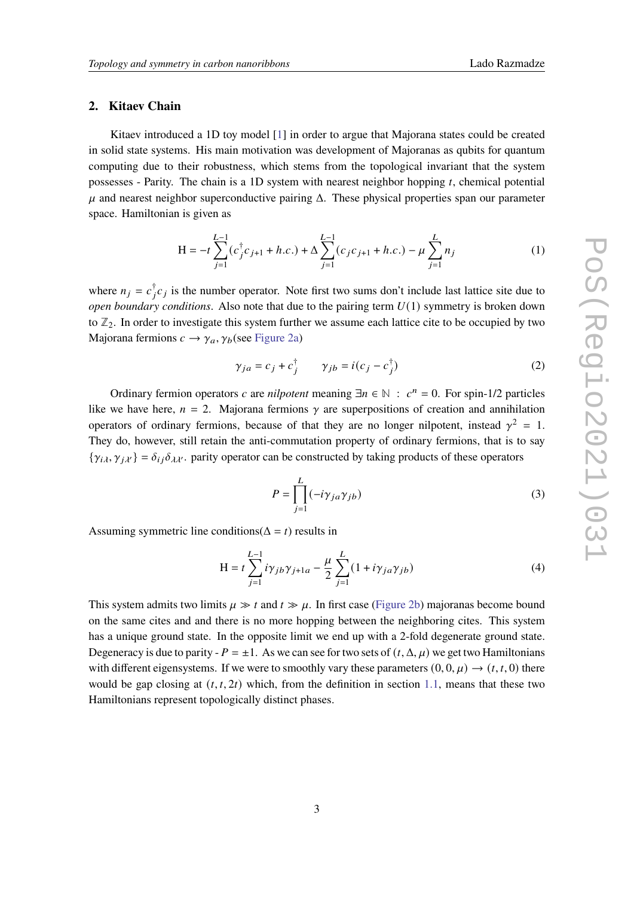## 2. Kitaev Chain

Kitaev introduced a 1D toy model [1] in order to argue that Majorana states could be created in solid state systems. His main motivation was development of Majoranas as qubits for quantum computing due to their robustness, which stems from the topological invariant that the system possesses - Parity. The chain is a 1D system with nearest neighbor hopping $t$, chemical potential $\mu$ and nearest neighbor superconductive pairing $\Delta$. These physical properties span our parameter space. Hamiltonian is given as

$$\mathrm{H} = -t\sum_{j=1}^{L-1}(c_j^\dagger c_{j+1} + h.c.) + \Delta\sum_{j=1}^{L-1}(c_j c_{j+1} + h.c.) - \mu\sum_{j=1}^{L} n_j \tag{1}$$

where $n_j = c_j^\dagger c_j$ is the number operator. Note first two sums don't include last lattice site due to *open boundary conditions*. Also note that due to the pairing term $U(1)$ symmetry is broken down to $\mathbb{Z}_2$. In order to investigate this system further we assume each lattice cite to be occupied by two Majorana fermions $c \to \gamma_a, \gamma_b$(see Figure 2a)

$$\gamma_{ja} = c_j + c_j^\dagger \qquad \gamma_{jb} = i(c_j - c_j^\dagger) \tag{2}$$

Ordinary fermion operators $c$ are *nilpotent* meaning $\exists n \in \mathbb{N} \; : \; c^n = 0$. For spin-1/2 particles like we have here, $n = 2$. Majorana fermions $\gamma$ are superpositions of creation and annihilation operators of ordinary fermions, because of that they are no longer nilpotent, instead $\gamma^2 = 1$. They do, however, still retain the anti-commutation property of ordinary fermions, that is to say $\{\gamma_{i\lambda}, \gamma_{j\lambda'}\} = \delta_{ij}\delta_{\lambda\lambda'}$. parity operator can be constructed by taking products of these operators

$$P = \prod_{j=1}^{L}(-i\gamma_{ja}\gamma_{jb}) \tag{3}$$

Assuming symmetric line conditions($\Delta = t$) results in

$$\mathrm{H} = t\sum_{j=1}^{L-1} i\gamma_{jb}\gamma_{j+1a} - \frac{\mu}{2}\sum_{j=1}^{L}(1 + i\gamma_{ja}\gamma_{jb}) \tag{4}$$

This system admits two limits $\mu \gg t$ and $t \gg \mu$. In first case (Figure 2b) majoranas become bound on the same cites and and there is no more hopping between the neighboring cites. This system has a unique ground state. In the opposite limit we end up with a 2-fold degenerate ground state. Degeneracy is due to parity - $P = \pm 1$. As we can see for two sets of $(t, \Delta, \mu)$ we get two Hamiltonians with different eigensystems. If we were to smoothly vary these parameters $(0, 0, \mu) \to (t, t, 0)$ there would be gap closing at $(t, t, 2t)$ which, from the definition in section 1.1, means that these two Hamiltonians represent topologically distinct phases.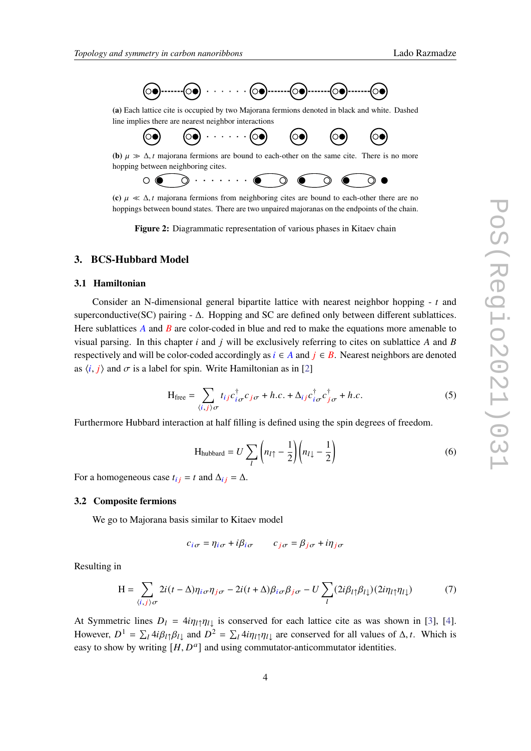(a) Each lattice cite is occupied by two Majorana fermions denoted in black and white. Dashed line implies there are nearest neighbor interactions

(b) $\mu \gg \Delta, t$ majorana fermions are bound to each-other on the same cite. There is no more hopping between neighboring cites.

(c) $\mu \ll \Delta, t$ majorana fermions from neighboring cites are bound to each-other there are no hoppings between bound states. There are two unpaired majoranas on the endpoints of the chain.

**Figure 2:** Diagrammatic representation of various phases in Kitaev chain

## 3. BCS-Hubbard Model

### 3.1 Hamiltonian

Consider an N-dimensional general bipartite lattice with nearest neighbor hopping - $t$ and superconductive(SC) pairing - $\Delta$. Hopping and SC are defined only between different sublattices. Here sublattices $A$ and $B$ are color-coded in blue and red to make the equations more amenable to visual parsing. In this chapter $i$ and $j$ will be exclusively referring to cites on sublattice $A$ and $B$ respectively and will be color-coded accordingly as $i \in A$ and $j \in B$. Nearest neighbors are denoted as $\langle i, j \rangle$ and $\sigma$ is a label for spin. Write Hamiltonian as in [2]

$$\text{H}_{\text{free}} = \sum_{\langle i,j \rangle \sigma} t_{ij} c^{\dagger}_{i\sigma} c_{j\sigma} + h.c. + \Delta_{ij} c^{\dagger}_{i\sigma} c^{\dagger}_{j\sigma} + h.c. \tag{5}$$

Furthermore Hubbard interaction at half filling is defined using the spin degrees of freedom.

$$\text{H}_{\text{hubbard}} = U \sum_{l} \left( n_{l\uparrow} - \frac{1}{2} \right) \left( n_{l\downarrow} - \frac{1}{2} \right) \tag{6}$$

For a homogeneous case $t_{ij} = t$ and $\Delta_{ij} = \Delta$.

### 3.2 Composite fermions

We go to Majorana basis similar to Kitaev model

$$c_{i\sigma} = \eta_{i\sigma} + i\beta_{i\sigma} \qquad c_{j\sigma} = \beta_{j\sigma} + i\eta_{j\sigma}$$

Resulting in

$$\text{H} = \sum_{\langle i,j \rangle \sigma} 2i(t - \Delta)\eta_{i\sigma}\eta_{j\sigma} - 2i(t + \Delta)\beta_{i\sigma}\beta_{j\sigma} - U \sum_{l} (2i\beta_{l\uparrow}\beta_{l\downarrow})(2i\eta_{l\uparrow}\eta_{l\downarrow}) \tag{7}$$

At Symmetric lines $D_l = 4i\eta_{l\uparrow}\eta_{l\downarrow}$ is conserved for each lattice cite as was shown in [3], [4]. However, $D^1 = \sum_l 4i\beta_{l\uparrow}\beta_{l\downarrow}$ and $D^2 = \sum_l 4i\eta_{l\uparrow}\eta_{l\downarrow}$ are conserved for all values of $\Delta, t$. Which is easy to show by writing $[H, D^a]$ and using commutator-anticommutator identities.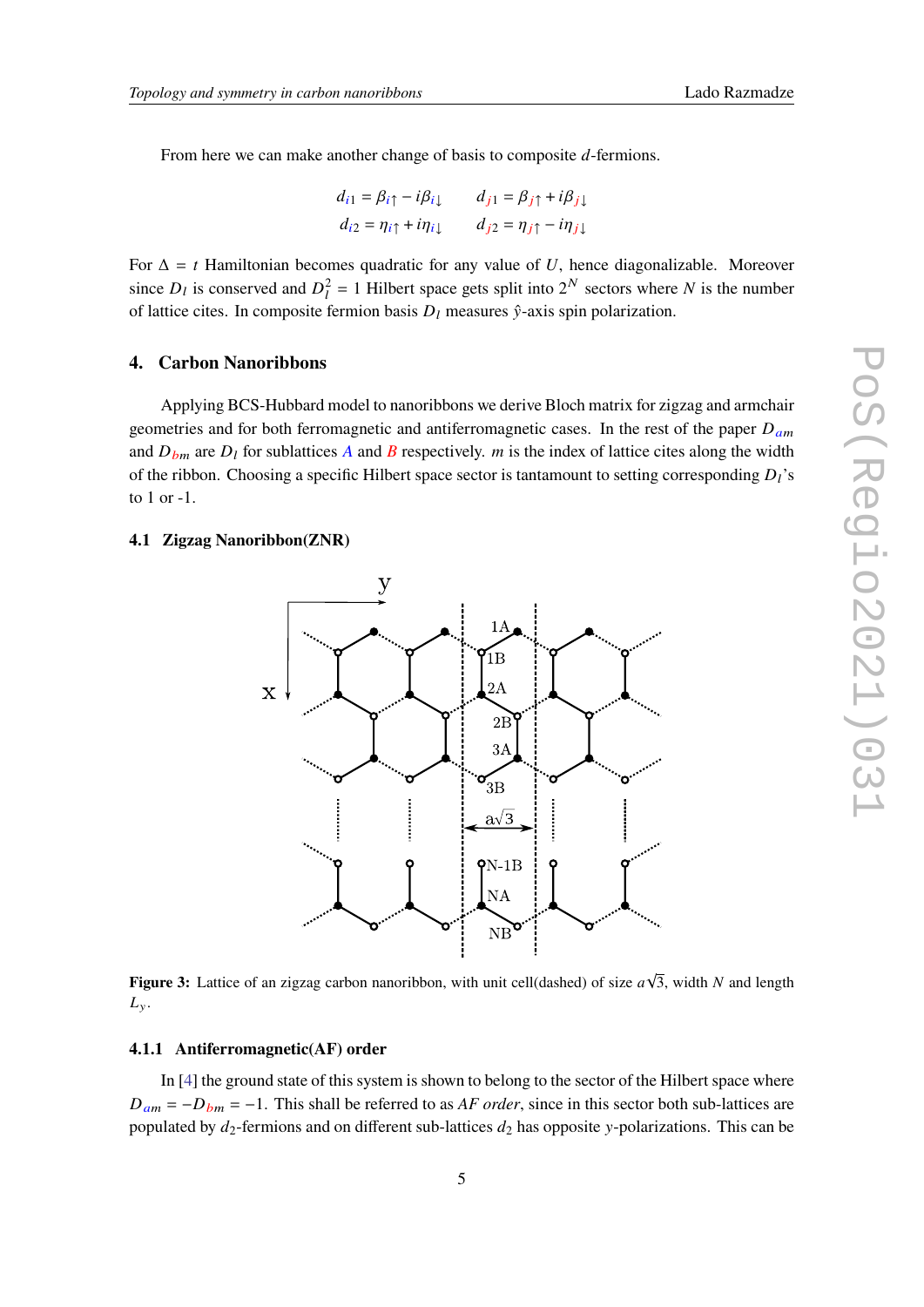From here we can make another change of basis to composite $d$-fermions.

$$
\begin{aligned}
d_{i1} &= \beta_{i\uparrow} - i\beta_{i\downarrow} \qquad & d_{j1} &= \beta_{j\uparrow} + i\beta_{j\downarrow} \\
d_{i2} &= \eta_{i\uparrow} + i\eta_{i\downarrow} \qquad & d_{j2} &= \eta_{j\uparrow} - i\eta_{j\downarrow}
\end{aligned}
$$

For $\Delta = t$ Hamiltonian becomes quadratic for any value of $U$, hence diagonalizable. Moreover since $D_l$ is conserved and $D_l^2 = 1$ Hilbert space gets split into $2^N$ sectors where $N$ is the number of lattice cites. In composite fermion basis $D_l$ measures $\hat{y}$-axis spin polarization.

## 4. Carbon Nanoribbons

Applying BCS-Hubbard model to nanoribbons we derive Bloch matrix for zigzag and armchair geometries and for both ferromagnetic and antiferromagnetic cases. In the rest of the paper $D_{am}$ and $D_{bm}$ are $D_l$ for sublattices $A$ and $B$ respectively. $m$ is the index of lattice cites along the width of the ribbon. Choosing a specific Hilbert space sector is tantamount to setting corresponding $D_l$'s to 1 or -1.

### 4.1 Zigzag Nanoribbon(ZNR)

**Figure 3:** Lattice of an zigzag carbon nanoribbon, with unit cell(dashed) of size $a\sqrt{3}$, width $N$ and length $L_y$.

#### 4.1.1 Antiferromagnetic(AF) order

In [4] the ground state of this system is shown to belong to the sector of the Hilbert space where $D_{am} = -D_{bm} = -1$. This shall be referred to as *AF order*, since in this sector both sub-lattices are populated by $d_2$-fermions and on different sub-lattices $d_2$ has opposite $y$-polarizations. This can be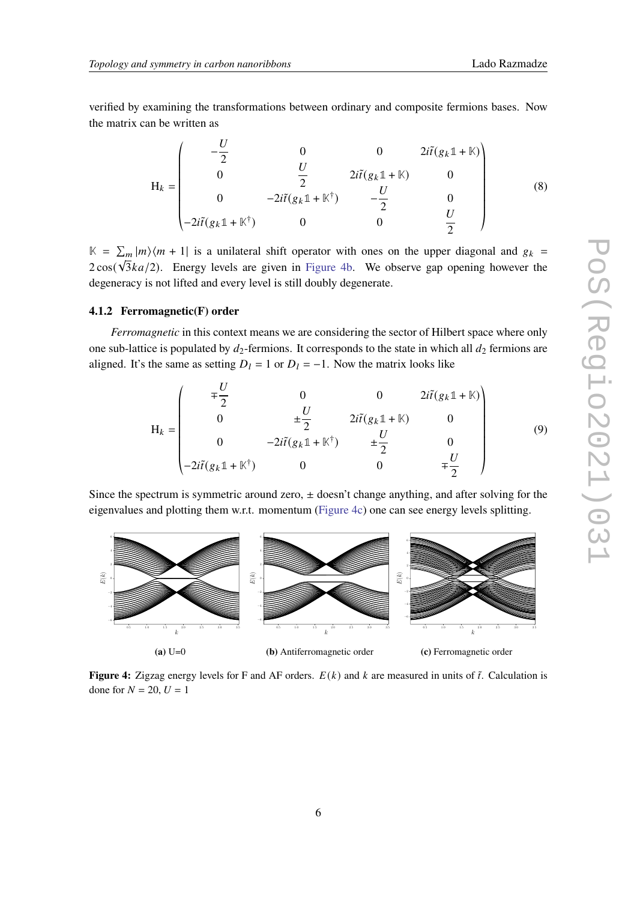verified by examining the transformations between ordinary and composite fermions bases. Now the matrix can be written as

$$
\mathrm{H}_k = \begin{pmatrix} -\frac{U}{2} & 0 & 0 & 2i\tilde{t}(g_k\mathbb{1}+\mathbb{K}) \\ 0 & \frac{U}{2} & 2i\tilde{t}(g_k\mathbb{1}+\mathbb{K}) & 0 \\ 0 & -2i\tilde{t}(g_k\mathbb{1}+\mathbb{K}^\dagger) & -\frac{U}{2} & 0 \\ -2i\tilde{t}(g_k\mathbb{1}+\mathbb{K}^\dagger) & 0 & 0 & \frac{U}{2} \end{pmatrix} \tag{8}
$$

$\mathbb{K} = \sum_m |m\rangle\langle m+1|$ is a unilateral shift operator with ones on the upper diagonal and $g_k = 2\cos(\sqrt{3}ka/2)$. Energy levels are given in Figure 4b. We observe gap opening however the degeneracy is not lifted and every level is still doubly degenerate.

### 4.1.2 Ferromagnetic(F) order

*Ferromagnetic* in this context means we are considering the sector of Hilbert space where only one sub-lattice is populated by $d_2$-fermions. It corresponds to the state in which all $d_2$ fermions are aligned. It's the same as setting $D_l = 1$ or $D_l = -1$. Now the matrix looks like

$$
\mathrm{H}_k = \begin{pmatrix} \mp\frac{U}{2} & 0 & 0 & 2i\tilde{t}(g_k\mathbb{1}+\mathbb{K}) \\ 0 & \pm\frac{U}{2} & 2i\tilde{t}(g_k\mathbb{1}+\mathbb{K}) & 0 \\ 0 & -2i\tilde{t}(g_k\mathbb{1}+\mathbb{K}^\dagger) & \pm\frac{U}{2} & 0 \\ -2i\tilde{t}(g_k\mathbb{1}+\mathbb{K}^\dagger) & 0 & 0 & \mp\frac{U}{2} \end{pmatrix} \tag{9}
$$

Since the spectrum is symmetric around zero, $\pm$ doesn't change anything, and after solving for the eigenvalues and plotting them w.r.t. momentum (Figure 4c) one can see energy levels splitting.

**(a)** U=0 **(b)** Antiferromagnetic order **(c)** Ferromagnetic order

**Figure 4:** Zigzag energy levels for F and AF orders. $E(k)$ and $k$ are measured in units of $\tilde{t}$. Calculation is done for $N = 20$, $U = 1$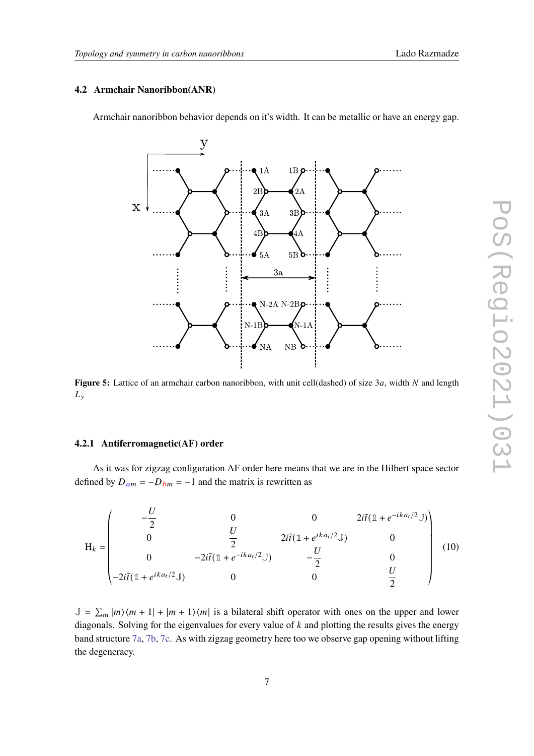### 4.2 Armchair Nanoribbon(ANR)

Armchair nanoribbon behavior depends on it's width. It can be metallic or have an energy gap.

**Figure 5:** Lattice of an armchair carbon nanoribbon, with unit cell(dashed) of size $3a$, width $N$ and length $L_y$

#### 4.2.1 Antiferromagnetic(AF) order

As it was for zigzag configuration AF order here means that we are in the Hilbert space sector defined by $D_{am} = -D_{bm} = -1$ and the matrix is rewritten as

$$
\mathrm{H}_k = \begin{pmatrix}
-\dfrac{U}{2} & 0 & 0 & 2i\tilde{t}(\mathbb{1} + e^{-ika_t/2}\mathbb{J}) \\
0 & \dfrac{U}{2} & 2i\tilde{t}(\mathbb{1} + e^{ika_t/2}\mathbb{J}) & 0 \\
0 & -2i\tilde{t}(\mathbb{1} + e^{-ika_t/2}\mathbb{J}) & -\dfrac{U}{2} & 0 \\
-2i\tilde{t}(\mathbb{1} + e^{ika_t/2}\mathbb{J}) & 0 & 0 & \dfrac{U}{2}
\end{pmatrix} \tag{10}
$$

$\mathbb{J} = \sum_m |m\rangle\langle m+1| + |m+1\rangle\langle m|$ is a bilateral shift operator with ones on the upper and lower diagonals. Solving for the eigenvalues for every value of $k$ and plotting the results gives the energy band structure 7a, 7b, 7c. As with zigzag geometry here too we observe gap opening without lifting the degeneracy.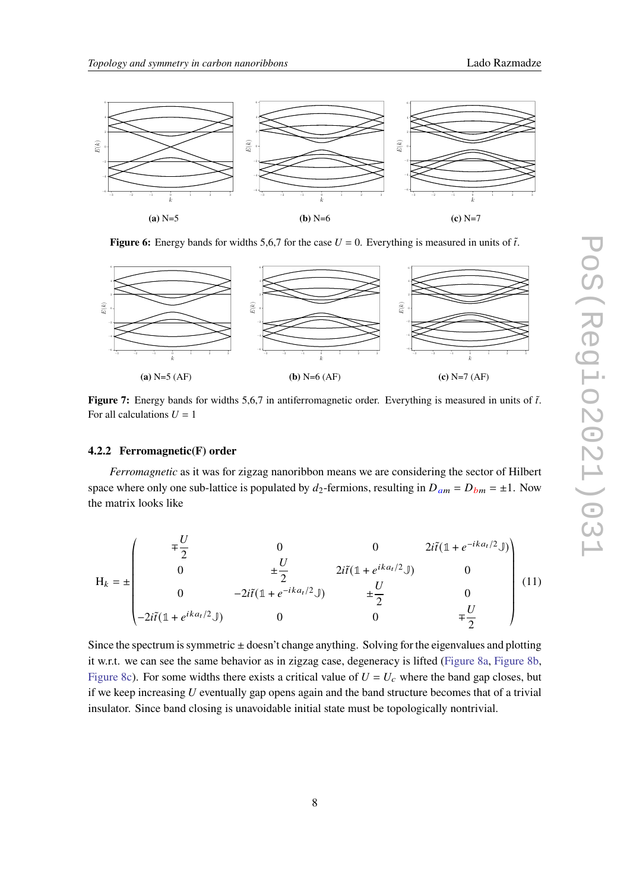(a) N=5

(b) N=6

(c) N=7

**Figure 6:** Energy bands for widths 5,6,7 for the case $U = 0$. Everything is measured in units of $\tilde{t}$.

(a) N=5 (AF)

(b) N=6 (AF)

(c) N=7 (AF)

**Figure 7:** Energy bands for widths 5,6,7 in antiferromagnetic order. Everything is measured in units of $\tilde{t}$. For all calculations $U = 1$

#### 4.2.2 Ferromagnetic(F) order

*Ferromagnetic* as it was for zigzag nanoribbon means we are considering the sector of Hilbert space where only one sub-lattice is populated by $d_2$-fermions, resulting in $D_{am} = D_{bm} = \pm 1$. Now the matrix looks like

$$
\mathrm{H}_k = \pm \begin{pmatrix} \mp\frac{U}{2} & 0 & 0 & 2i\tilde{t}(\mathbb{1} + e^{-ika_t/2}\mathbb{J}) \\ 0 & \pm\frac{U}{2} & 2i\tilde{t}(\mathbb{1} + e^{ika_t/2}\mathbb{J}) & 0 \\ 0 & -2i\tilde{t}(\mathbb{1} + e^{-ika_t/2}\mathbb{J}) & \pm\frac{U}{2} & 0 \\ -2i\tilde{t}(\mathbb{1} + e^{ika_t/2}\mathbb{J}) & 0 & 0 & \mp\frac{U}{2} \end{pmatrix} \tag{11}
$$

Since the spectrum is symmetric $\pm$ doesn't change anything. Solving for the eigenvalues and plotting it w.r.t. we can see the same behavior as in zigzag case, degeneracy is lifted (Figure 8a, Figure 8b, Figure 8c). For some widths there exists a critical value of $U = U_c$ where the band gap closes, but if we keep increasing $U$ eventually gap opens again and the band structure becomes that of a trivial insulator. Since band closing is unavoidable initial state must be topologically nontrivial.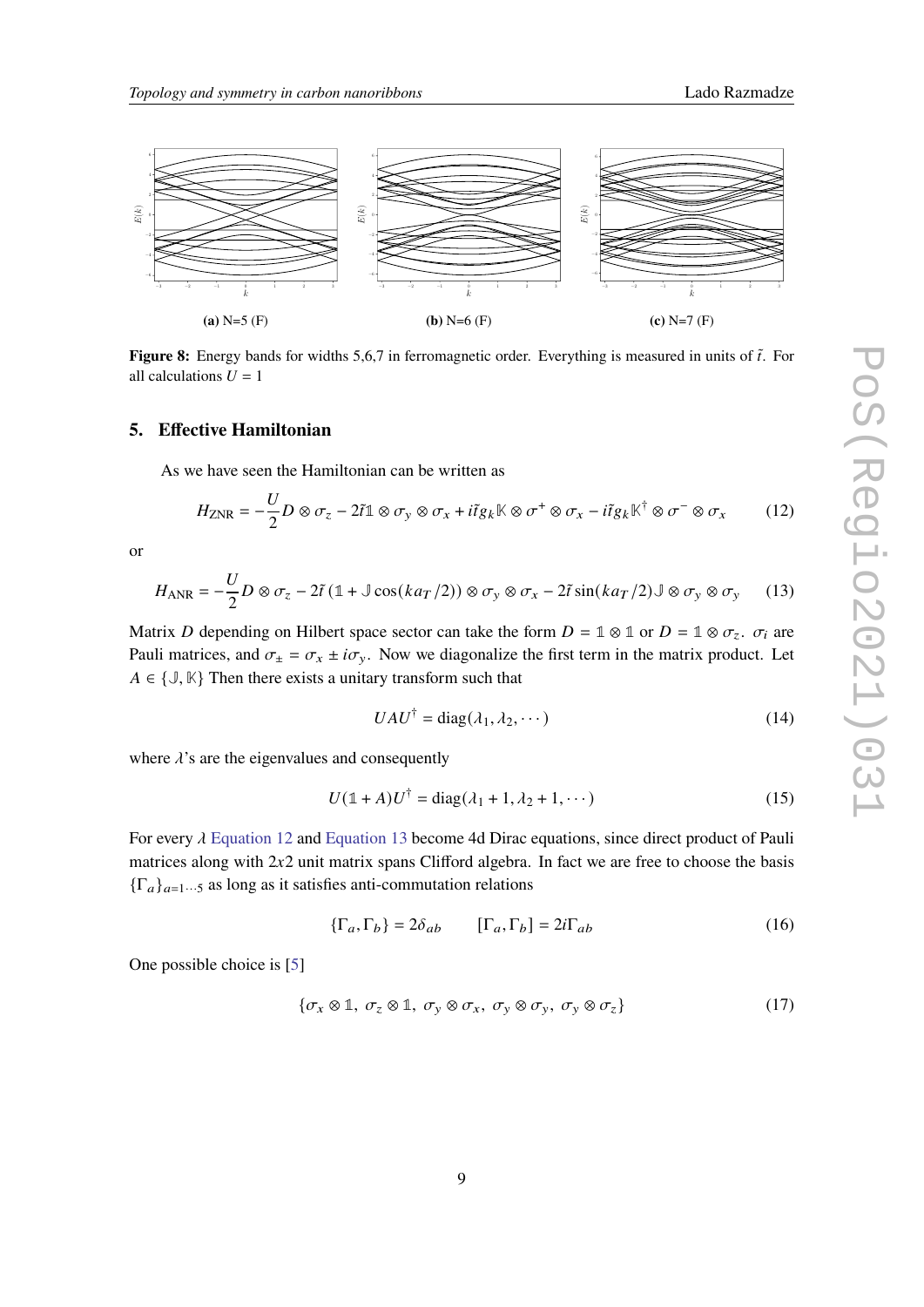(a) N=5 (F)

(b) N=6 (F)

(c) N=7 (F)

**Figure 8:** Energy bands for widths 5,6,7 in ferromagnetic order. Everything is measured in units of $\tilde{t}$. For all calculations $U = 1$

## 5. Effective Hamiltonian

As we have seen the Hamiltonian can be written as

$$H_{\text{ZNR}} = -\frac{U}{2} D \otimes \sigma_z - 2\tilde{t}\mathbb{1} \otimes \sigma_y \otimes \sigma_x + i\tilde{t}g_k \mathbb{K} \otimes \sigma^+ \otimes \sigma_x - i\tilde{t}g_k \mathbb{K}^\dagger \otimes \sigma^- \otimes \sigma_x \tag{12}$$

or

$$H_{\text{ANR}} = -\frac{U}{2} D \otimes \sigma_z - 2\tilde{t}\,(\mathbb{1} + \mathbb{J}\cos(ka_T/2)) \otimes \sigma_y \otimes \sigma_x - 2\tilde{t}\sin(ka_T/2)\mathbb{J} \otimes \sigma_y \otimes \sigma_y \tag{13}$$

Matrix $D$ depending on Hilbert space sector can take the form $D = \mathbb{1} \otimes \mathbb{1}$ or $D = \mathbb{1} \otimes \sigma_z$. $\sigma_i$ are Pauli matrices, and $\sigma_\pm = \sigma_x \pm i\sigma_y$. Now we diagonalize the first term in the matrix product. Let $A \in \{\mathbb{J}, \mathbb{K}\}$ Then there exists a unitary transform such that

$$UAU^\dagger = \text{diag}(\lambda_1, \lambda_2, \cdots) \tag{14}$$

where $\lambda$'s are the eigenvalues and consequently

$$U(\mathbb{1} + A)U^\dagger = \text{diag}(\lambda_1 + 1, \lambda_2 + 1, \cdots) \tag{15}$$

For every $\lambda$ Equation 12 and Equation 13 become 4d Dirac equations, since direct product of Pauli matrices along with $2x2$ unit matrix spans Clifford algebra. In fact we are free to choose the basis $\{\Gamma_a\}_{a=1\cdots5}$ as long as it satisfies anti-commutation relations

$$\{\Gamma_a, \Gamma_b\} = 2\delta_{ab} \qquad [\Gamma_a, \Gamma_b] = 2i\Gamma_{ab} \tag{16}$$

One possible choice is [5]

$$\{\sigma_x \otimes \mathbb{1},\ \sigma_z \otimes \mathbb{1},\ \sigma_y \otimes \sigma_x,\ \sigma_y \otimes \sigma_y,\ \sigma_y \otimes \sigma_z\} \tag{17}$$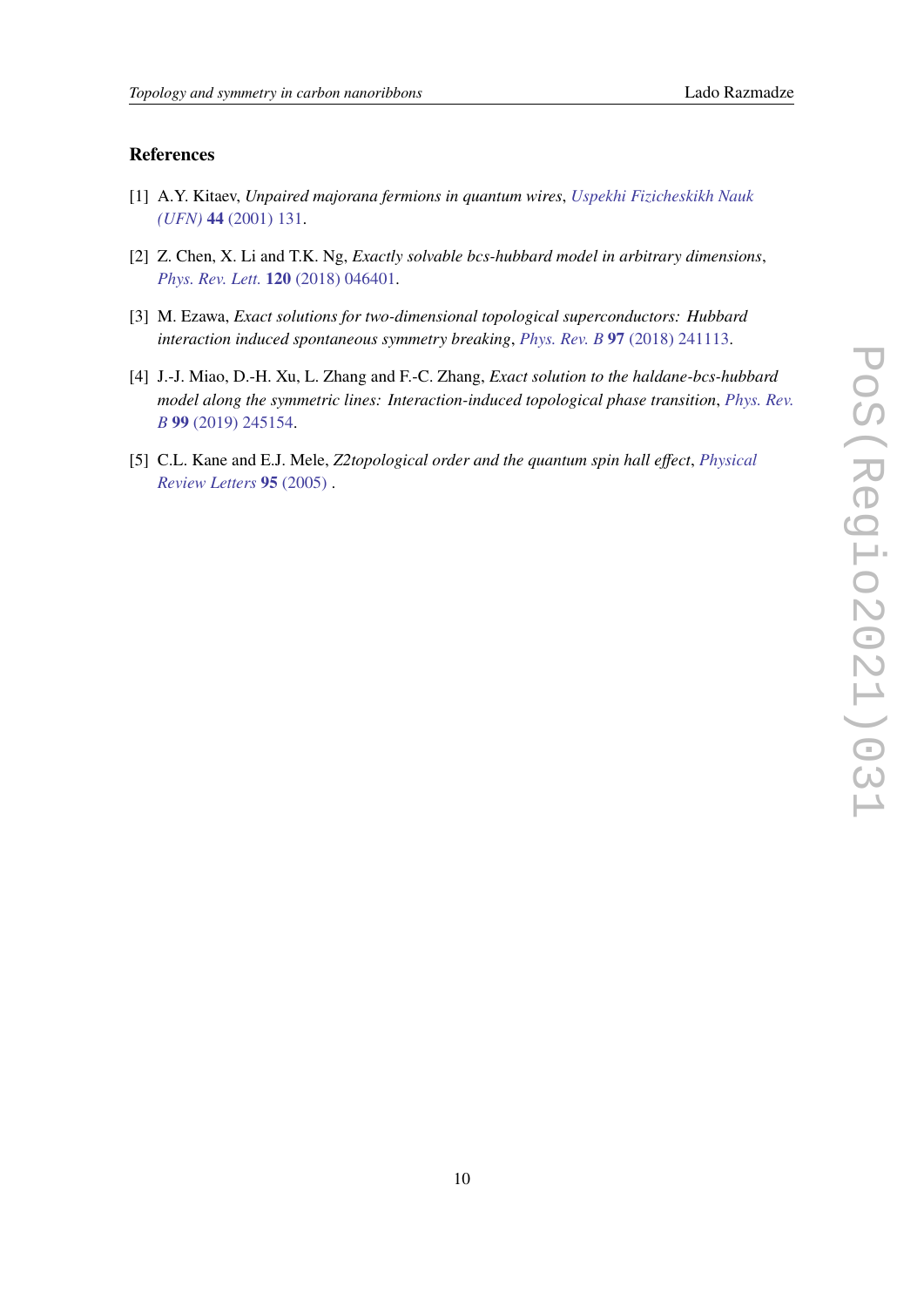### References

[1] A.Y. Kitaev, *Unpaired majorana fermions in quantum wires*, *Uspekhi Fizicheskikh Nauk (UFN)* **44** (2001) 131.

[2] Z. Chen, X. Li and T.K. Ng, *Exactly solvable bcs-hubbard model in arbitrary dimensions*, *Phys. Rev. Lett.* **120** (2018) 046401.

[3] M. Ezawa, *Exact solutions for two-dimensional topological superconductors: Hubbard interaction induced spontaneous symmetry breaking*, *Phys. Rev. B* **97** (2018) 241113.

[4] J.-J. Miao, D.-H. Xu, L. Zhang and F.-C. Zhang, *Exact solution to the haldane-bcs-hubbard model along the symmetric lines: Interaction-induced topological phase transition*, *Phys. Rev. B* **99** (2019) 245154.

[5] C.L. Kane and E.J. Mele, *Z2topological order and the quantum spin hall effect*, *Physical Review Letters* **95** (2005) .